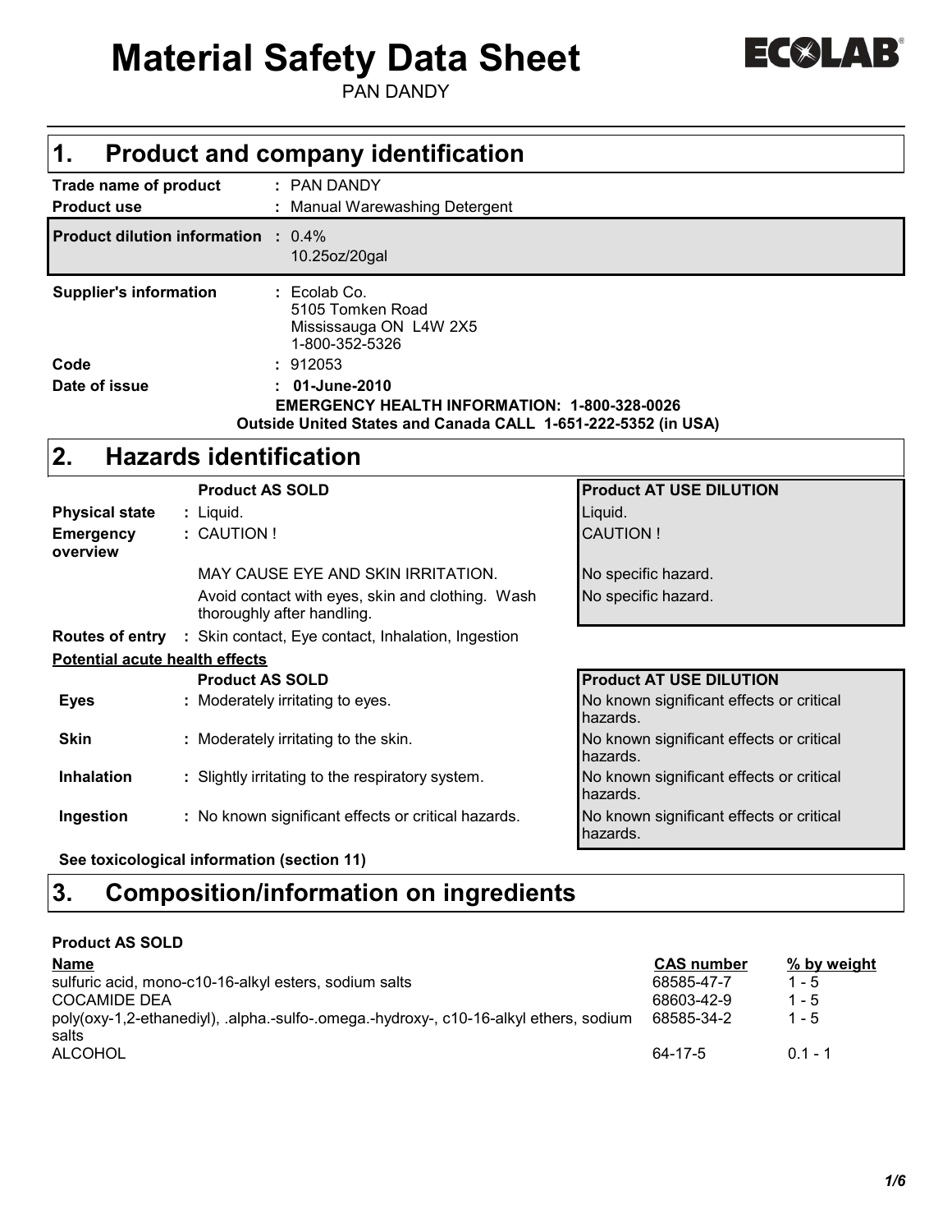# Material Safety Data Sheet

PAN DANDY

## 1. Product and company identification

| | | |
|---|---|---|
| **Trade name of product** | : | PAN DANDY |
| **Product use** | : | Manual Warewashing Detergent |
| **Product dilution information** | : | 0.4%<br>10.25oz/20gal |
| **Supplier's information** | : | Ecolab Co.<br>5105 Tomken Road<br>Mississauga ON L4W 2X5<br>1-800-352-5326 |
| **Code** | : | 912053 |
| **Date of issue** | : | **01-June-2010** |

**EMERGENCY HEALTH INFORMATION: 1-800-328-0026**

**Outside United States and Canada CALL 1-651-222-5352 (in USA)**

## 2. Hazards identification

| | Product AS SOLD | Product AT USE DILUTION |
|---|---|---|
| **Physical state** | : Liquid. | Liquid. |
| **Emergency overview** | : CAUTION ! | CAUTION ! |
| | MAY CAUSE EYE AND SKIN IRRITATION. | No specific hazard. |
| | Avoid contact with eyes, skin and clothing. Wash thoroughly after handling. | No specific hazard. |

**Routes of entry** : Skin contact, Eye contact, Inhalation, Ingestion

**Potential acute health effects**

| | Product AS SOLD | Product AT USE DILUTION |
|---|---|---|
| **Eyes** | : Moderately irritating to eyes. | No known significant effects or critical hazards. |
| **Skin** | : Moderately irritating to the skin. | No known significant effects or critical hazards. |
| **Inhalation** | : Slightly irritating to the respiratory system. | No known significant effects or critical hazards. |
| **Ingestion** | : No known significant effects or critical hazards. | No known significant effects or critical hazards. |

**See toxicological information (section 11)**

## 3. Composition/information on ingredients

**Product AS SOLD**

| Name | CAS number | % by weight |
|---|---|---|
| sulfuric acid, mono-c10-16-alkyl esters, sodium salts | 68585-47-7 | 1 - 5 |
| COCAMIDE DEA | 68603-42-9 | 1 - 5 |
| poly(oxy-1,2-ethanediyl), .alpha.-sulfo-.omega.-hydroxy-, c10-16-alkyl ethers, sodium salts | 68585-34-2 | 1 - 5 |
| ALCOHOL | 64-17-5 | 0.1 - 1 |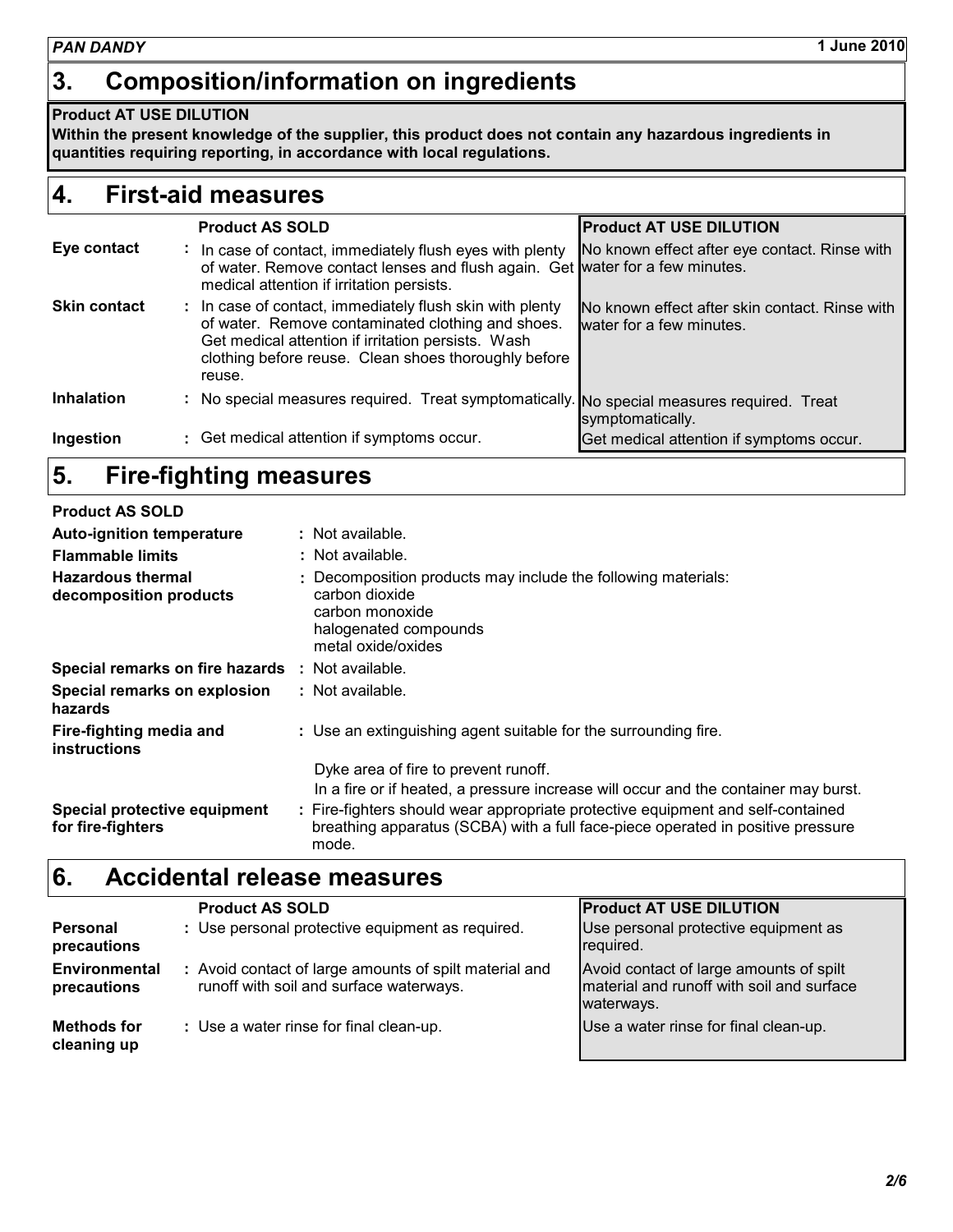## 3. Composition/information on ingredients

**Product AT USE DILUTION**

**Within the present knowledge of the supplier, this product does not contain any hazardous ingredients in quantities requiring reporting, in accordance with local regulations.**

## 4. First-aid measures

| | Product AS SOLD | Product AT USE DILUTION |
|---|---|---|
| **Eye contact** | In case of contact, immediately flush eyes with plenty of water. Remove contact lenses and flush again. Get medical attention if irritation persists. | No known effect after eye contact. Rinse with water for a few minutes. |
| **Skin contact** | In case of contact, immediately flush skin with plenty of water. Remove contaminated clothing and shoes. Get medical attention if irritation persists. Wash clothing before reuse. Clean shoes thoroughly before reuse. | No known effect after skin contact. Rinse with water for a few minutes. |
| **Inhalation** | No special measures required. Treat symptomatically. | No special measures required. Treat symptomatically. |
| **Ingestion** | Get medical attention if symptoms occur. | Get medical attention if symptoms occur. |

## 5. Fire-fighting measures

**Product AS SOLD**

**Auto-ignition temperature** : Not available.

**Flammable limits** : Not available.

**Hazardous thermal decomposition products** : Decomposition products may include the following materials:
carbon dioxide
carbon monoxide
halogenated compounds
metal oxide/oxides

**Special remarks on fire hazards** : Not available.

**Special remarks on explosion hazards** : Not available.

**Fire-fighting media and instructions** : Use an extinguishing agent suitable for the surrounding fire.

Dyke area of fire to prevent runoff.
In a fire or if heated, a pressure increase will occur and the container may burst.

**Special protective equipment for fire-fighters** : Fire-fighters should wear appropriate protective equipment and self-contained breathing apparatus (SCBA) with a full face-piece operated in positive pressure mode.

## 6. Accidental release measures

| | Product AS SOLD | Product AT USE DILUTION |
|---|---|---|
| **Personal precautions** | Use personal protective equipment as required. | Use personal protective equipment as required. |
| **Environmental precautions** | Avoid contact of large amounts of spilt material and runoff with soil and surface waterways. | Avoid contact of large amounts of spilt material and runoff with soil and surface waterways. |
| **Methods for cleaning up** | Use a water rinse for final clean-up. | Use a water rinse for final clean-up. |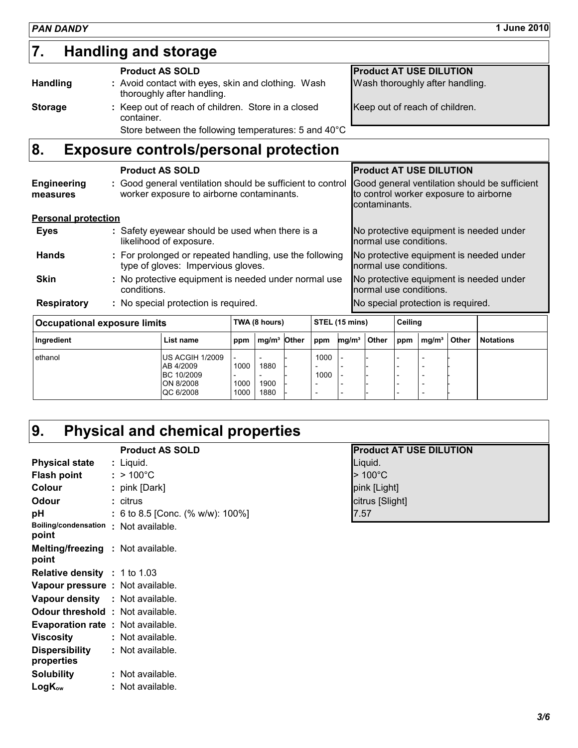## 7. Handling and storage

| | Product AS SOLD | Product AT USE DILUTION |
|---|---|---|
| **Handling** | : Avoid contact with eyes, skin and clothing. Wash thoroughly after handling. | Wash thoroughly after handling. |
| **Storage** | : Keep out of reach of children. Store in a closed container. Store between the following temperatures: 5 and 40°C | Keep out of reach of children. |

## 8. Exposure controls/personal protection

| | Product AS SOLD | Product AT USE DILUTION |
|---|---|---|
| **Engineering measures** | : Good general ventilation should be sufficient to control worker exposure to airborne contaminants. | Good general ventilation should be sufficient to control worker exposure to airborne contaminants. |

**Personal protection**

| | Product AS SOLD | Product AT USE DILUTION |
|---|---|---|
| **Eyes** | : Safety eyewear should be used when there is a likelihood of exposure. | No protective equipment is needed under normal use conditions. |
| **Hands** | : For prolonged or repeated handling, use the following type of gloves: Impervious gloves. | No protective equipment is needed under normal use conditions. |
| **Skin** | : No protective equipment is needed under normal use conditions. | No protective equipment is needed under normal use conditions. |
| **Respiratory** | : No special protection is required. | No special protection is required. |

| Occupational exposure limits | | TWA (8 hours) | | | STEL (15 mins) | | | Ceiling | | | |
|---|---|---|---|---|---|---|---|---|---|---|---|
| Ingredient | List name | ppm | mg/m³ | Other | ppm | mg/m³ | Other | ppm | mg/m³ | Other | Notations |
| ethanol | US ACGIH 1/2009 | - | - | - | 1000 | - | - | - | - | - | |
| | AB 4/2009 | 1000 | 1880 | - | - | - | - | - | - | - | |
| | BC 10/2009 | - | - | - | 1000 | - | - | - | - | - | |
| | ON 8/2008 | 1000 | 1900 | - | - | - | - | - | - | - | |
| | QC 6/2008 | 1000 | 1880 | - | - | - | - | - | - | - | |

## 9. Physical and chemical properties

| | Product AS SOLD | Product AT USE DILUTION |
|---|---|---|
| **Physical state** | : Liquid. | Liquid. |
| **Flash point** | : > 100°C | > 100°C |
| **Colour** | : pink [Dark] | pink [Light] |
| **Odour** | : citrus | citrus [Slight] |
| **pH** | : 6 to 8.5 [Conc. (% w/w): 100%] | 7.57 |
| **Boiling/condensation point** | : Not available. | |
| **Melting/freezing point** | : Not available. | |
| **Relative density** | : 1 to 1.03 | |
| **Vapour pressure** | : Not available. | |
| **Vapour density** | : Not available. | |
| **Odour threshold** | : Not available. | |
| **Evaporation rate** | : Not available. | |
| **Viscosity** | : Not available. | |
| **Dispersibility properties** | : Not available. | |
| **Solubility** | : Not available. | |
| **$LogK_{ow}$** | : Not available. | |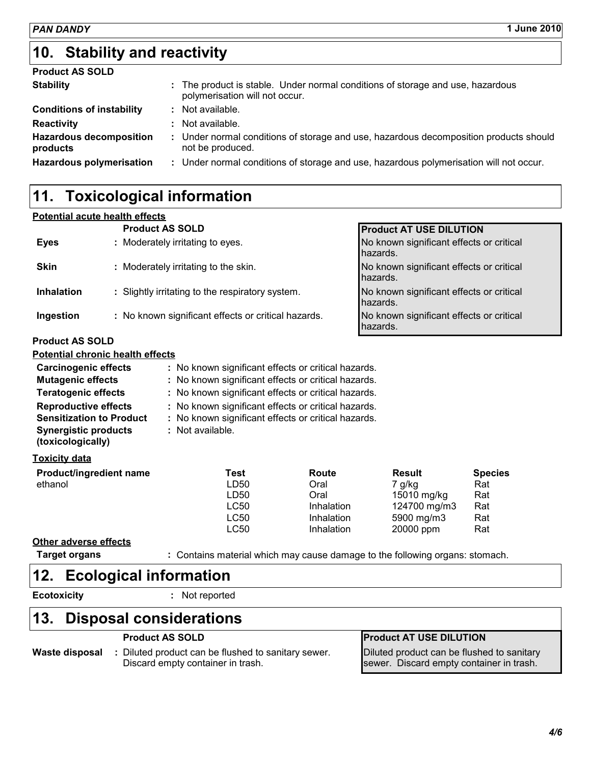## 10. Stability and reactivity

**Product AS SOLD**

| | |
|---|---|
| **Stability** | : The product is stable. Under normal conditions of storage and use, hazardous polymerisation will not occur. |
| **Conditions of instability** | : Not available. |
| **Reactivity** | : Not available. |
| **Hazardous decomposition products** | : Under normal conditions of storage and use, hazardous decomposition products should not be produced. |
| **Hazardous polymerisation** | : Under normal conditions of storage and use, hazardous polymerisation will not occur. |

## 11. Toxicological information

**Potential acute health effects**

| | Product AS SOLD | Product AT USE DILUTION |
|---|---|---|
| **Eyes** | : Moderately irritating to eyes. | No known significant effects or critical hazards. |
| **Skin** | : Moderately irritating to the skin. | No known significant effects or critical hazards. |
| **Inhalation** | : Slightly irritating to the respiratory system. | No known significant effects or critical hazards. |
| **Ingestion** | : No known significant effects or critical hazards. | No known significant effects or critical hazards. |

**Product AS SOLD**

**Potential chronic health effects**

| | |
|---|---|
| **Carcinogenic effects** | : No known significant effects or critical hazards. |
| **Mutagenic effects** | : No known significant effects or critical hazards. |
| **Teratogenic effects** | : No known significant effects or critical hazards. |
| **Reproductive effects** | : No known significant effects or critical hazards. |
| **Sensitization to Product** | : No known significant effects or critical hazards. |
| **Synergistic products (toxicologically)** | : Not available. |

**Toxicity data**

| Product/ingredient name | Test | Route | Result | Species |
|---|---|---|---|---|
| ethanol | LD50 | Oral | 7 g/kg | Rat |
| | LD50 | Oral | 15010 mg/kg | Rat |
| | LC50 | Inhalation | 124700 mg/m3 | Rat |
| | LC50 | Inhalation | 5900 mg/m3 | Rat |
| | LC50 | Inhalation | 20000 ppm | Rat |

**Other adverse effects**

**Target organs** : Contains material which may cause damage to the following organs: stomach.

## 12. Ecological information

**Ecotoxicity** : Not reported

## 13. Disposal considerations

| | Product AS SOLD | Product AT USE DILUTION |
|---|---|---|
| **Waste disposal** | : Diluted product can be flushed to sanitary sewer. Discard empty container in trash. | Diluted product can be flushed to sanitary sewer. Discard empty container in trash. |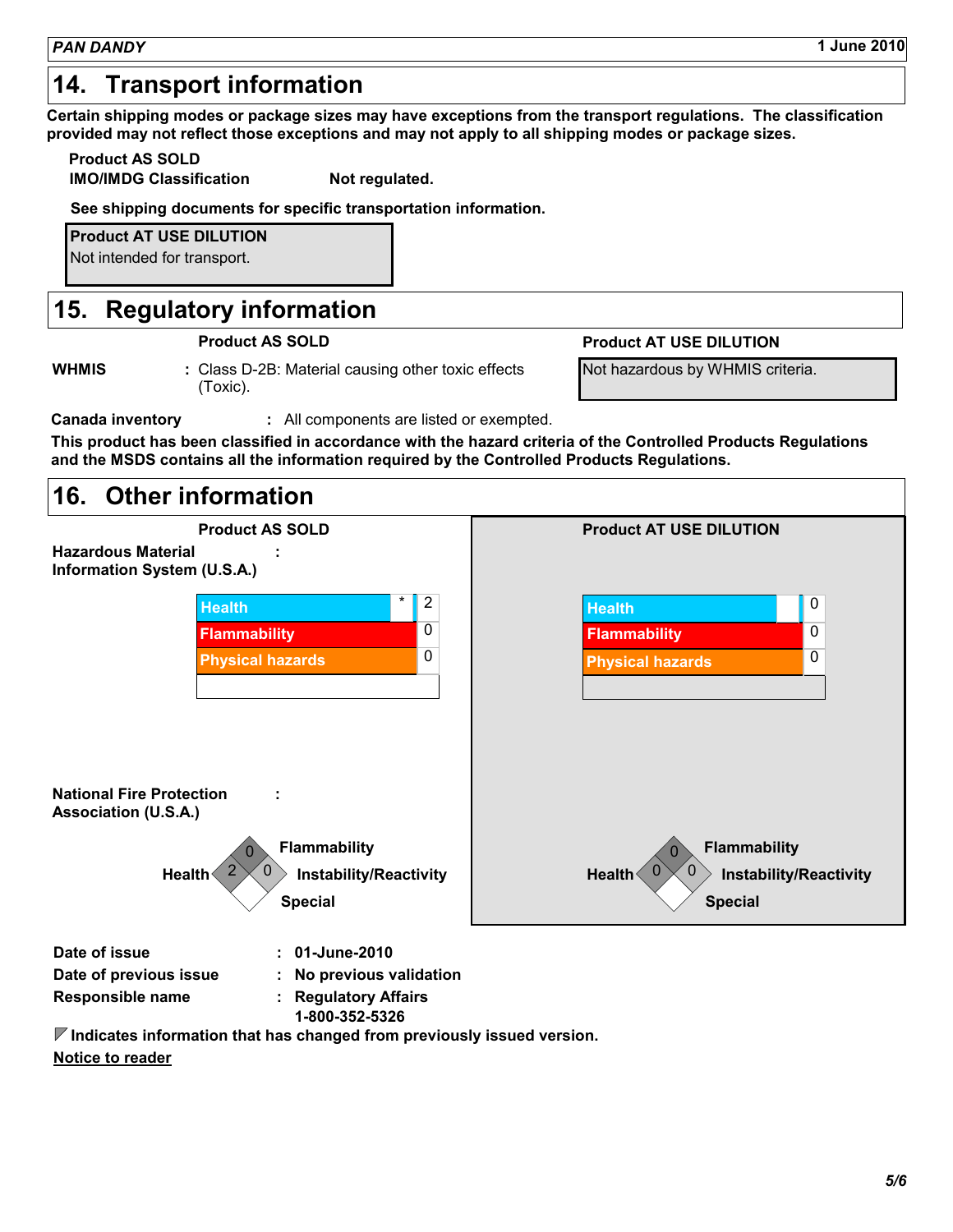## 14. Transport information

**Certain shipping modes or package sizes may have exceptions from the transport regulations. The classification provided may not reflect those exceptions and may not apply to all shipping modes or package sizes.**

**Product AS SOLD**

**IMO/IMDG Classification** **Not regulated.**

**See shipping documents for specific transportation information.**

**Product AT USE DILUTION**

Not intended for transport.

## 15. Regulatory information

| | Product AS SOLD | Product AT USE DILUTION |
|---|---|---|
| **WHMIS** | : Class D-2B: Material causing other toxic effects (Toxic). | Not hazardous by WHMIS criteria. |

**Canada inventory** : All components are listed or exempted.

**This product has been classified in accordance with the hazard criteria of the Controlled Products Regulations and the MSDS contains all the information required by the Controlled Products Regulations.**

## 16. Other information

**Hazardous Material Information System (U.S.A.)** :

| | Product AS SOLD | Product AT USE DILUTION |
|---|---|---|
| Health | * 2 | 0 |
| Flammability | 0 | 0 |
| Physical hazards | 0 | 0 |

**National Fire Protection Association (U.S.A.)** :

| | Product AS SOLD | Product AT USE DILUTION |
|---|---|---|
| Health | 2 | 0 |
| Flammability | 0 | 0 |
| Instability/Reactivity | 0 | 0 |
| Special | | |

**Date of issue** : **01-June-2010**

**Date of previous issue** : **No previous validation**

**Responsible name** : **Regulatory Affairs**
**1-800-352-5326**

**Indicates information that has changed from previously issued version.**

**Notice to reader**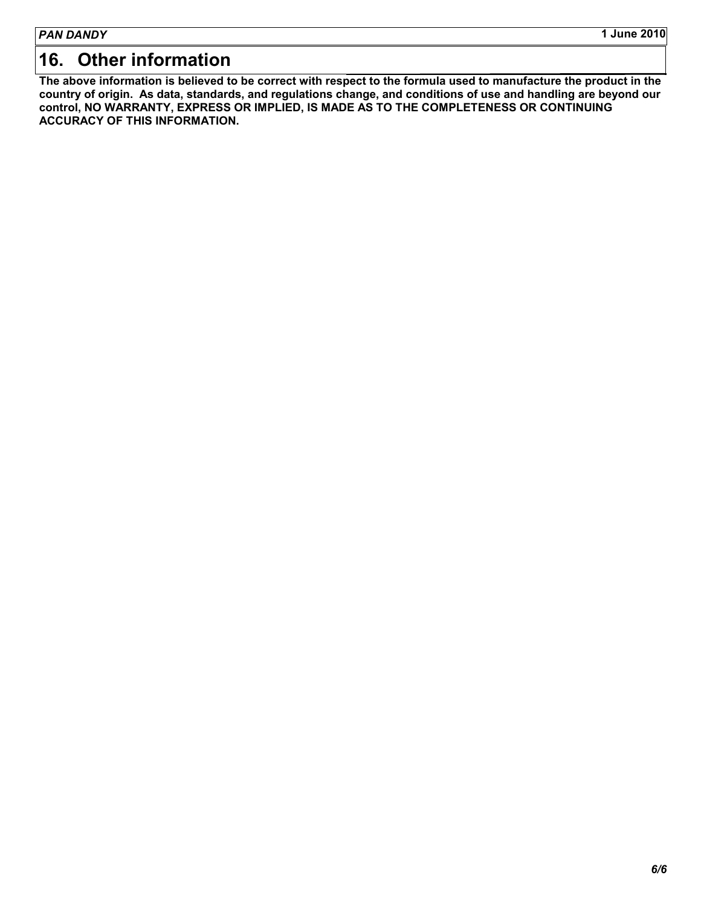## 16. Other information

**The above information is believed to be correct with respect to the formula used to manufacture the product in the country of origin. As data, standards, and regulations change, and conditions of use and handling are beyond our control, NO WARRANTY, EXPRESS OR IMPLIED, IS MADE AS TO THE COMPLETENESS OR CONTINUING ACCURACY OF THIS INFORMATION.**